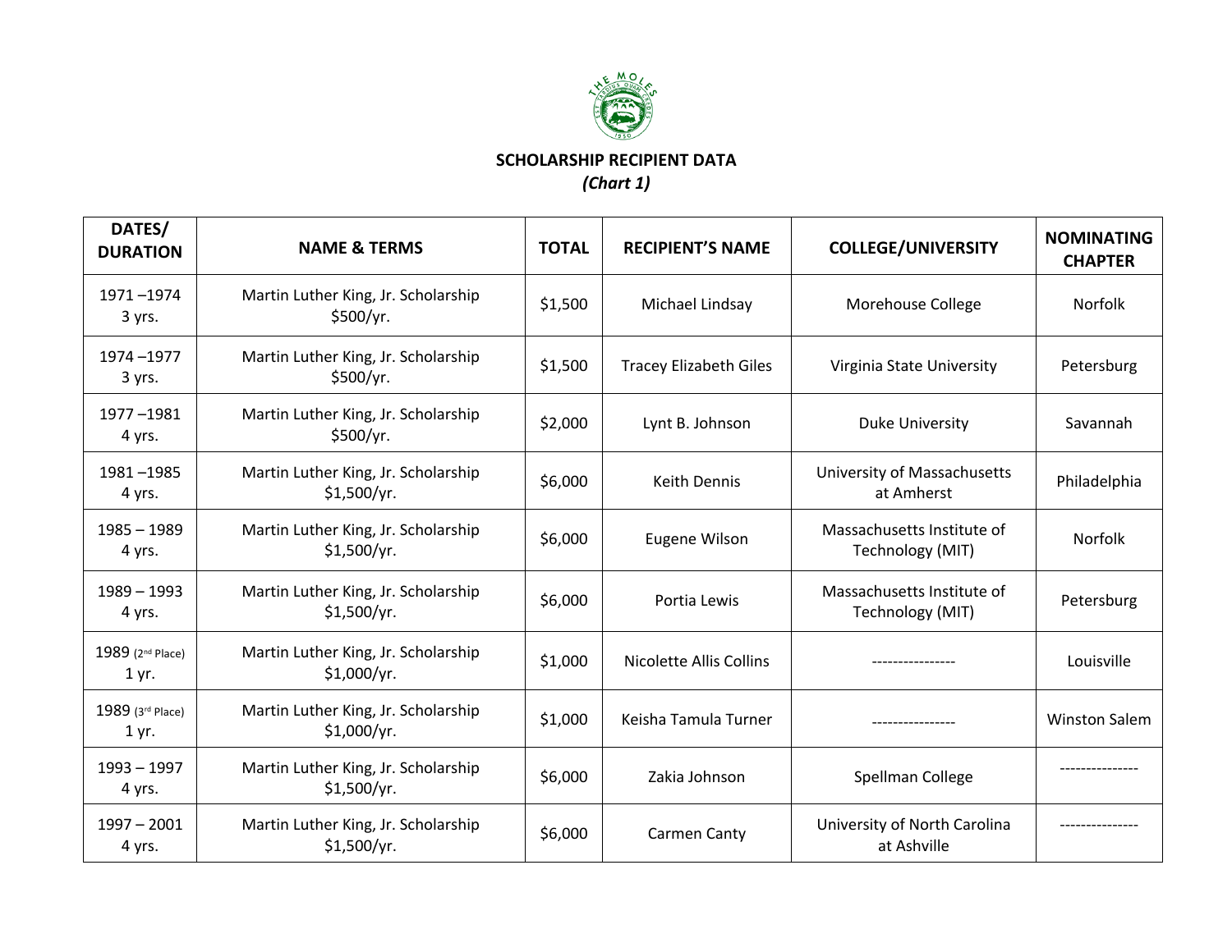## SCHOLARSHIP RECIPIENT DATA

*(Chart 1)*

| DATES/ DURATION | NAME & TERMS | TOTAL | RECIPIENT'S NAME | COLLEGE/UNIVERSITY | NOMINATING CHAPTER |
|---|---|---|---|---|---|
| 1971 –1974 3 yrs. | Martin Luther King, Jr. Scholarship $500/yr. | $1,500 | Michael Lindsay | Morehouse College | Norfolk |
| 1974 –1977 3 yrs. | Martin Luther King, Jr. Scholarship $500/yr. | $1,500 | Tracey Elizabeth Giles | Virginia State University | Petersburg |
| 1977 –1981 4 yrs. | Martin Luther King, Jr. Scholarship $500/yr. | $2,000 | Lynt B. Johnson | Duke University | Savannah |
| 1981 –1985 4 yrs. | Martin Luther King, Jr. Scholarship $1,500/yr. | $6,000 | Keith Dennis | University of Massachusetts at Amherst | Philadelphia |
| 1985 – 1989 4 yrs. | Martin Luther King, Jr. Scholarship $1,500/yr. | $6,000 | Eugene Wilson | Massachusetts Institute of Technology (MIT) | Norfolk |
| 1989 – 1993 4 yrs. | Martin Luther King, Jr. Scholarship $1,500/yr. | $6,000 | Portia Lewis | Massachusetts Institute of Technology (MIT) | Petersburg |
| 1989 (2nd Place) 1 yr. | Martin Luther King, Jr. Scholarship $1,000/yr. | $1,000 | Nicolette Allis Collins | ---------------- | Louisville |
| 1989 (3rd Place) 1 yr. | Martin Luther King, Jr. Scholarship $1,000/yr. | $1,000 | Keisha Tamula Turner | ---------------- | Winston Salem |
| 1993 – 1997 4 yrs. | Martin Luther King, Jr. Scholarship $1,500/yr. | $6,000 | Zakia Johnson | Spellman College | --------------- |
| 1997 – 2001 4 yrs. | Martin Luther King, Jr. Scholarship $1,500/yr. | $6,000 | Carmen Canty | University of North Carolina at Ashville | --------------- |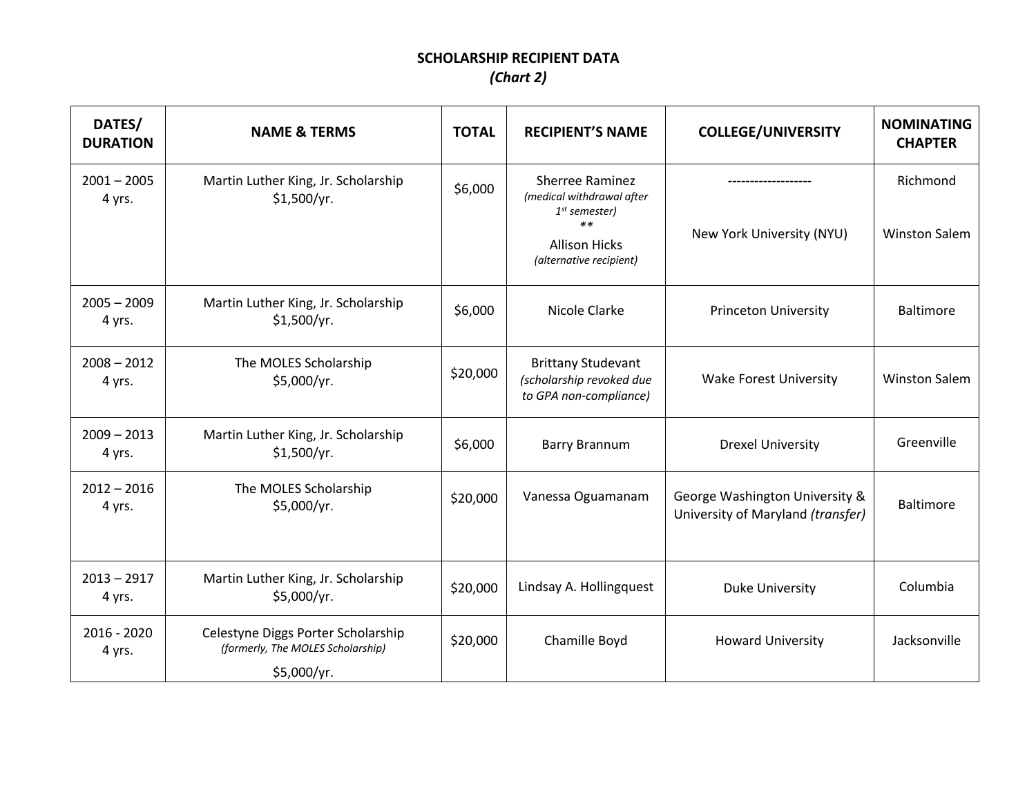**SCHOLARSHIP RECIPIENT DATA**
***(Chart 2)***

| DATES/ DURATION | NAME & TERMS | TOTAL | RECIPIENT'S NAME | COLLEGE/UNIVERSITY | NOMINATING CHAPTER |
|---|---|---|---|---|---|
| 2001 – 2005<br>4 yrs. | Martin Luther King, Jr. Scholarship<br>$1,500/yr. | $6,000 | Sherree Raminez<br>*(medical withdrawal after 1st semester)*<br>**<br>Allison Hicks<br>*(alternative recipient)* | -------------------<br><br>New York University (NYU) | Richmond<br><br>Winston Salem |
| 2005 – 2009<br>4 yrs. | Martin Luther King, Jr. Scholarship<br>$1,500/yr. | $6,000 | Nicole Clarke | Princeton University | Baltimore |
| 2008 – 2012<br>4 yrs. | The MOLES Scholarship<br>$5,000/yr. | $20,000 | Brittany Studevant<br>*(scholarship revoked due to GPA non-compliance)* | Wake Forest University | Winston Salem |
| 2009 – 2013<br>4 yrs. | Martin Luther King, Jr. Scholarship<br>$1,500/yr. | $6,000 | Barry Brannum | Drexel University | Greenville |
| 2012 – 2016<br>4 yrs. | The MOLES Scholarship<br>$5,000/yr. | $20,000 | Vanessa Oguamanam | George Washington University & University of Maryland *(transfer)* | Baltimore |
| 2013 – 2917<br>4 yrs. | Martin Luther King, Jr. Scholarship<br>$5,000/yr. | $20,000 | Lindsay A. Hollingquest | Duke University | Columbia |
| 2016 - 2020<br>4 yrs. | Celestyne Diggs Porter Scholarship<br>*(formerly, The MOLES Scholarship)*<br>$5,000/yr. | $20,000 | Chamille Boyd | Howard University | Jacksonville |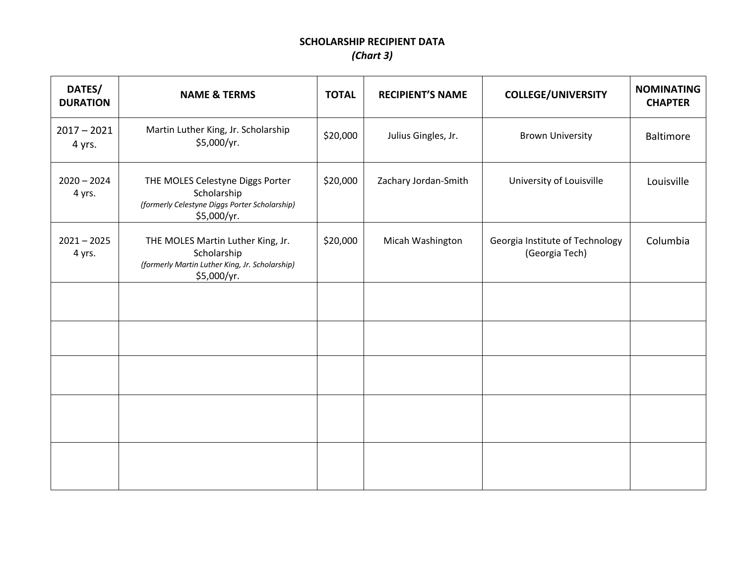**SCHOLARSHIP RECIPIENT DATA**

***(Chart 3)***

| DATES/ DURATION | NAME & TERMS | TOTAL | RECIPIENT'S NAME | COLLEGE/UNIVERSITY | NOMINATING CHAPTER |
|---|---|---|---|---|---|
| 2017 – 2021<br>4 yrs. | Martin Luther King, Jr. Scholarship<br>$5,000/yr. | $20,000 | Julius Gingles, Jr. | Brown University | Baltimore |
| 2020 – 2024<br>4 yrs. | THE MOLES Celestyne Diggs Porter Scholarship<br>*(formerly Celestyne Diggs Porter Scholarship)*<br>$5,000/yr. | $20,000 | Zachary Jordan-Smith | University of Louisville | Louisville |
| 2021 – 2025<br>4 yrs. | THE MOLES Martin Luther King, Jr. Scholarship<br>*(formerly Martin Luther King, Jr. Scholarship)*<br>$5,000/yr. | $20,000 | Micah Washington | Georgia Institute of Technology (Georgia Tech) | Columbia |
| | | | | | |
| | | | | | |
| | | | | | |
| | | | | | |
| | | | | | |